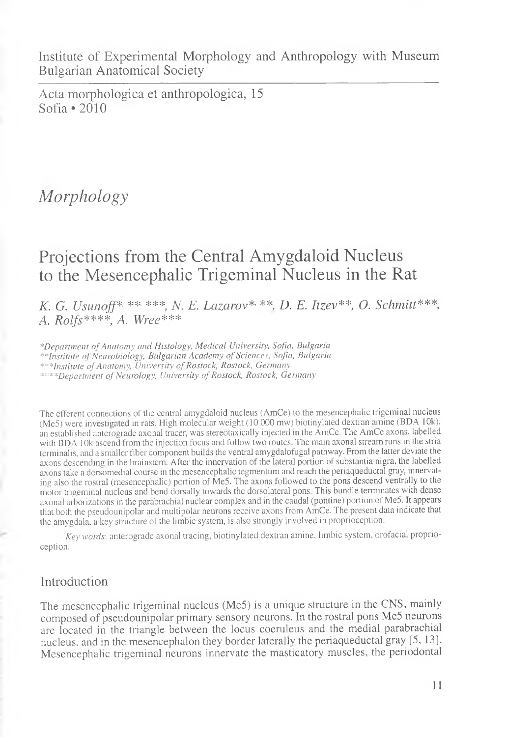Institute of Experimental Morphology and Anthropology with Museum
Bulgarian Anatomical Society

Acta morphologica et anthropologica, 15
Sofia • 2010

# *Morphology*

## Projections from the Central Amygdaloid Nucleus to the Mesencephalic Trigeminal Nucleus in the Rat

*K. G. Usunoff*\*, \*\*, \*\*\*, *N. E. Lazarov*\*, \*\*, *D. E. Itzev*\*\*, *O. Schmitt*\*\*\*, *A. Rolfs*\*\*\*\*, *A. Wree*\*\*\*

\**Department of Anatomy and Histology, Medical University, Sofia, Bulgaria*
\*\**Institute of Neurobiology, Bulgarian Academy of Sciences, Sofia, Bulgaria*
\*\*\**Institute of Anatomy, University of Rostock, Rostock, Germany*
\*\*\*\**Department of Neurology, University of Rostock, Rostock, Germany*

The efferent connections of the central amygdaloid nucleus (AmCe) to the mesencephalic trigeminal nucleus (Me5) were investigated in rats. High molecular weight (10 000 mw) biotinylated dextran amine (BDA 10k), an established anterograde axonal tracer, was stereotaxically injected in the AmCe. The AmCe axons, labelled with BDA 10k ascend from the injection focus and follow two routes. The main axonal stream runs in the stria terminalis, and a smaller fiber component builds the ventral amygdalofugal pathway. From the latter deviate the axons descending in the brainstem. After the innervation of the lateral portion of substantia nigra, the labelled axons take a dorsomedial course in the mesencephalic tegmentum and reach the periaqueductal gray, innervating also the rostral (mesencephalic) portion of Me5. The axons followed to the pons descend ventrally to the motor trigeminal nucleus and bend dorsally towards the dorsolateral pons. This bundle terminates with dense axonal arborizations in the parabrachial nuclear complex and in the caudal (pontine) portion of Me5. It appears that both the pseudounipolar and multipolar neurons receive axons from AmCe. The present data indicate that the amygdala, a key structure of the limbic system, is also strongly involved in proprioception.

*Key words*: anterograde axonal tracing, biotinylated dextran amine, limbic system, orofacial proprioception.

### Introduction

The mesencephalic trigeminal nucleus (Me5) is a unique structure in the CNS, mainly composed of pseudounipolar primary sensory neurons. In the rostral pons Me5 neurons are located in the triangle between the locus coeruleus and the medial parabrachial nucleus, and in the mesencephalon they border laterally the periaqueductal gray [5, 13]. Mesencephalic trigeminal neurons innervate the masticatory muscles, the periodontal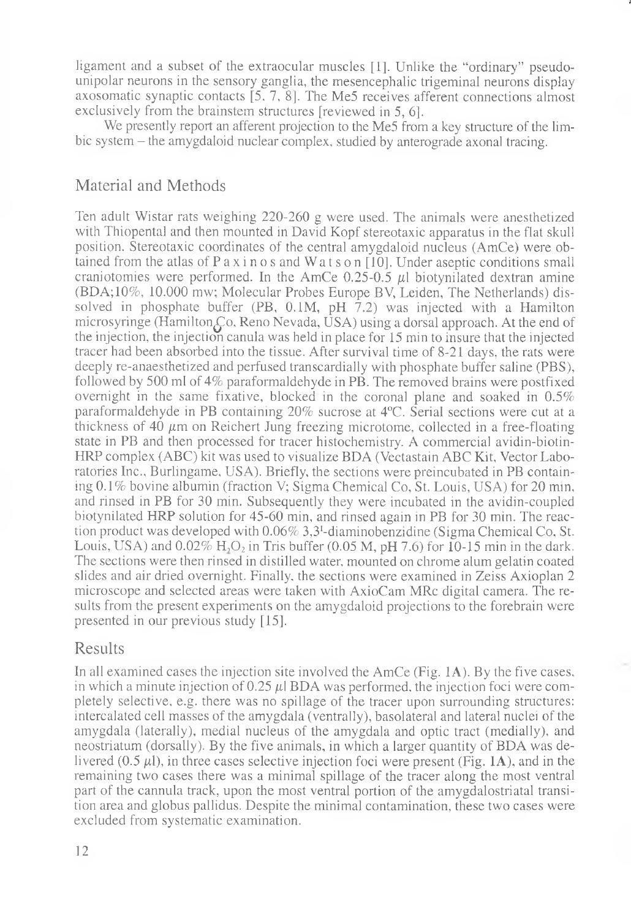ligament and a subset of the extraocular muscles [1]. Unlike the "ordinary" pseudo-unipolar neurons in the sensory ganglia, the mesencephalic trigeminal neurons display axosomatic synaptic contacts [5, 7, 8]. The Me5 receives afferent connections almost exclusively from the brainstem structures [reviewed in 5, 6].

We presently report an afferent projection to the Me5 from a key structure of the limbic system – the amygdaloid nuclear complex, studied by anterograde axonal tracing.

## Material and Methods

Ten adult Wistar rats weighing 220-260 g were used. The animals were anesthetized with Thiopental and then mounted in David Kopf stereotaxic apparatus in the flat skull position. Stereotaxic coordinates of the central amygdaloid nucleus (AmCe) were obtained from the atlas of Paxinos and Watson [10]. Under aseptic conditions small craniotomies were performed. In the AmCe 0.25-0.5 $\mu$l biotynilated dextran amine (BDA;10%, 10.000 mw; Molecular Probes Europe BV, Leiden, The Netherlands) dissolved in phosphate buffer (PB, 0.1M, pH 7.2) was injected with a Hamilton microsyringe (Hamilton Co, Reno Nevada, USA) using a dorsal approach. At the end of the injection, the injection canula was held in place for 15 min to insure that the injected tracer had been absorbed into the tissue. After survival time of 8-21 days, the rats were deeply re-anaesthetized and perfused transcardially with phosphate buffer saline (PBS), followed by 500 ml of 4% paraformaldehyde in PB. The removed brains were postfixed overnight in the same fixative, blocked in the coronal plane and soaked in 0.5% paraformaldehyde in PB containing 20% sucrose at 4ºC. Serial sections were cut at a thickness of 40 $\mu$m on Reichert Jung freezing microtome, collected in a free-floating state in PB and then processed for tracer histochemistry. A commercial avidin-biotin-HRP complex (ABC) kit was used to visualize BDA (Vectastain ABC Kit, Vector Laboratories Inc., Burlingame, USA). Briefly, the sections were preincubated in PB containing 0.1% bovine albumin (fraction V; Sigma Chemical Co, St. Louis, USA) for 20 min, and rinsed in PB for 30 min. Subsequently they were incubated in the avidin-coupled biotynilated HRP solution for 45-60 min, and rinsed again in PB for 30 min. The reaction product was developed with 0.06% 3,3'-diaminobenzidine (Sigma Chemical Co, St. Louis, USA) and 0.02% $H_2O_2$ in Tris buffer (0.05 M, pH 7.6) for 10-15 min in the dark. The sections were then rinsed in distilled water, mounted on chrome alum gelatin coated slides and air dried overnight. Finally, the sections were examined in Zeiss Axioplan 2 microscope and selected areas were taken with AxioCam MRc digital camera. The results from the present experiments on the amygdaloid projections to the forebrain were presented in our previous study [15].

## Results

In all examined cases the injection site involved the AmCe (Fig. 1**A**). By the five cases, in which a minute injection of 0.25 $\mu$l BDA was performed, the injection foci were completely selective, e.g. there was no spillage of the tracer upon surrounding structures: intercalated cell masses of the amygdala (ventrally), basolateral and lateral nuclei of the amygdala (laterally), medial nucleus of the amygdala and optic tract (medially), and neostriatum (dorsally). By the five animals, in which a larger quantity of BDA was delivered (0.5 $\mu$l), in three cases selective injection foci were present (Fig. 1**A**), and in the remaining two cases there was a minimal spillage of the tracer along the most ventral part of the cannula track, upon the most ventral portion of the amygdalostriatal transition area and globus pallidus. Despite the minimal contamination, these two cases were excluded from systematic examination.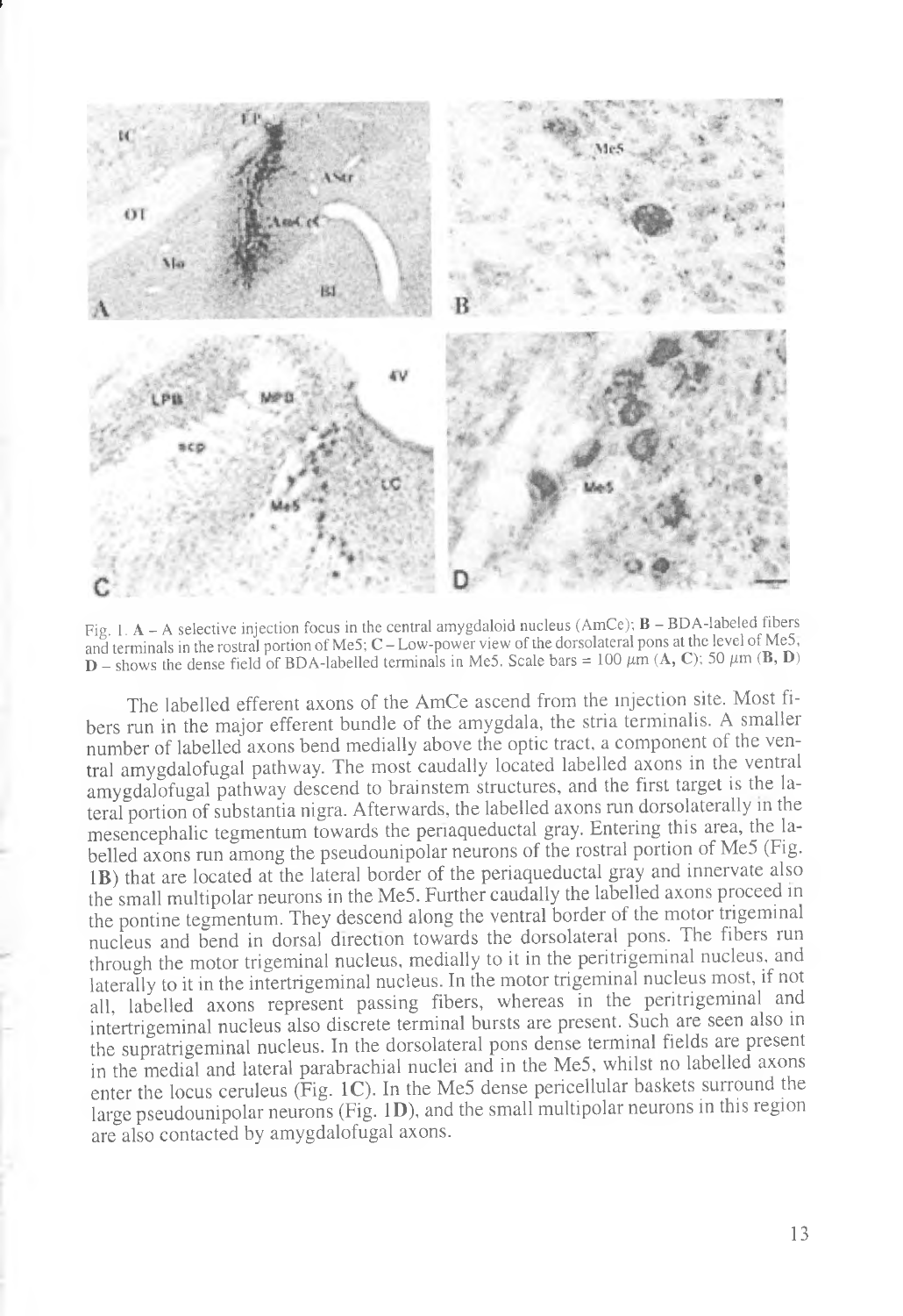Fig. 1. **A** – A selective injection focus in the central amygdaloid nucleus (AmCe); **B** – BDA-labeled fibers and terminals in the rostral portion of Me5; **C** – Low-power view of the dorsolateral pons at the level of Me5, **D** – shows the dense field of BDA-labelled terminals in Me5. Scale bars = 100 $\mu$m (**A, C**); 50 $\mu$m (**B, D**)

The labelled efferent axons of the AmCe ascend from the injection site. Most fibers run in the major efferent bundle of the amygdala, the stria terminalis. A smaller number of labelled axons bend medially above the optic tract, a component of the ventral amygdalofugal pathway. The most caudally located labelled axons in the ventral amygdalofugal pathway descend to brainstem structures, and the first target is the lateral portion of substantia nigra. Afterwards, the labelled axons run dorsolaterally in the mesencephalic tegmentum towards the periaqueductal gray. Entering this area, the labelled axons run among the pseudounipolar neurons of the rostral portion of Me5 (Fig. **1B**) that are located at the lateral border of the periaqueductal gray and innervate also the small multipolar neurons in the Me5. Further caudally the labelled axons proceed in the pontine tegmentum. They descend along the ventral border of the motor trigeminal nucleus and bend in dorsal direction towards the dorsolateral pons. The fibers run through the motor trigeminal nucleus, medially to it in the peritrigeminal nucleus, and laterally to it in the intertrigeminal nucleus. In the motor trigeminal nucleus most, if not all, labelled axons represent passing fibers, whereas in the peritrigeminal and intertrigeminal nucleus also discrete terminal bursts are present. Such are seen also in the supratrigeminal nucleus. In the dorsolateral pons dense terminal fields are present in the medial and lateral parabrachial nuclei and in the Me5, whilst no labelled axons enter the locus ceruleus (Fig. **1C**). In the Me5 dense pericellular baskets surround the large pseudounipolar neurons (Fig. **1D**), and the small multipolar neurons in this region are also contacted by amygdalofugal axons.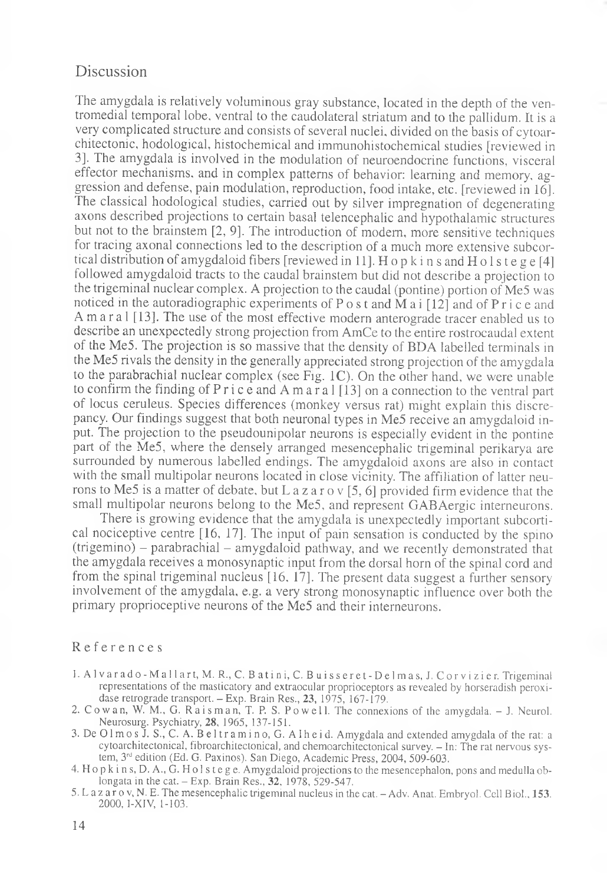## Discussion

The amygdala is relatively voluminous gray substance, located in the depth of the ventromedial temporal lobe, ventral to the caudolateral striatum and to the pallidum. It is a very complicated structure and consists of several nuclei, divided on the basis of cytoarchitectonic, hodological, histochemical and immunohistochemical studies [reviewed in 3]. The amygdala is involved in the modulation of neuroendocrine functions, visceral effector mechanisms, and in complex patterns of behavior: learning and memory, aggression and defense, pain modulation, reproduction, food intake, etc. [reviewed in 16]. The classical hodological studies, carried out by silver impregnation of degenerating axons described projections to certain basal telencephalic and hypothalamic structures but not to the brainstem [2, 9]. The introduction of modern, more sensitive techniques for tracing axonal connections led to the description of a much more extensive subcortical distribution of amygdaloid fibers [reviewed in 11]. Hopkins and Holstege [4] followed amygdaloid tracts to the caudal brainstem but did not describe a projection to the trigeminal nuclear complex. A projection to the caudal (pontine) portion of Me5 was noticed in the autoradiographic experiments of Post and Mai [12] and of Price and Amaral [13]. The use of the most effective modern anterograde tracer enabled us to describe an unexpectedly strong projection from AmCe to the entire rostrocaudal extent of the Me5. The projection is so massive that the density of BDA labelled terminals in the Me5 rivals the density in the generally appreciated strong projection of the amygdala to the parabrachial nuclear complex (see Fig. 1C). On the other hand, we were unable to confirm the finding of Price and Amaral [13] on a connection to the ventral part of locus ceruleus. Species differences (monkey versus rat) might explain this discrepancy. Our findings suggest that both neuronal types in Me5 receive an amygdaloid input. The projection to the pseudounipolar neurons is especially evident in the pontine part of the Me5, where the densely arranged mesencephalic trigeminal perikarya are surrounded by numerous labelled endings. The amygdaloid axons are also in contact with the small multipolar neurons located in close vicinity. The affiliation of latter neurons to Me5 is a matter of debate, but Lazarov [5, 6] provided firm evidence that the small multipolar neurons belong to the Me5, and represent GABAergic interneurons.

There is growing evidence that the amygdala is unexpectedly important subcortical nociceptive centre [16, 17]. The input of pain sensation is conducted by the spino (trigemino) – parabrachial – amygdaloid pathway, and we recently demonstrated that the amygdala receives a monosynaptic input from the dorsal horn of the spinal cord and from the spinal trigeminal nucleus [16, 17]. The present data suggest a further sensory involvement of the amygdala, e.g. a very strong monosynaptic influence over both the primary proprioceptive neurons of the Me5 and their interneurons.

## References

1. Alvarado-Mallart, M. R., C. Batini, C. Buisseret-Delmas, J. Corvizier. Trigeminal representations of the masticatory and extraocular proprioceptors as revealed by horseradish peroxidase retrograde transport. – Exp. Brain Res., **23**, 1975, 167-179.
2. Cowan, W. M., G. Raisman, T. P. S. Powell. The connexions of the amygdala. – J. Neurol. Neurosurg. Psychiatry, **28**, 1965, 137-151.
3. De Olmos J. S., C. A. Beltramino, G. Alheid. Amygdala and extended amygdala of the rat: a cytoarchitectonical, fibroarchitectonical, and chemoarchitectonical survey. – In: The rat nervous system, 3rd edition (Ed. G. Paxinos). San Diego, Academic Press, 2004, 509-603.
4. Hopkins, D. A., G. Holstege. Amygdaloid projections to the mesencephalon, pons and medulla oblongata in the cat. – Exp. Brain Res., **32**, 1978, 529-547.
5. Lazarov, N. E. The mesencephalic trigeminal nucleus in the cat. – Adv. Anat. Embryol. Cell Biol., **153**. 2000, I-XIV, 1-103.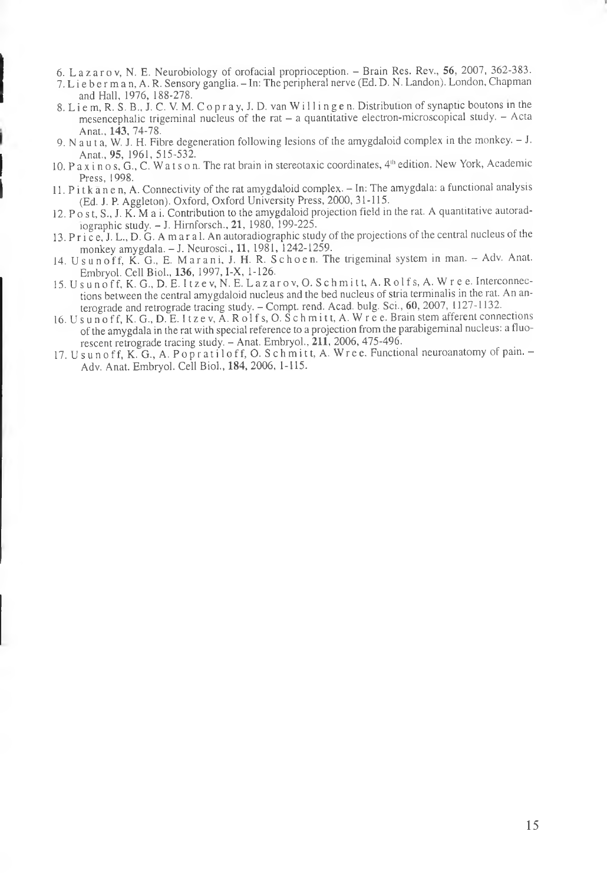6. Lazarov, N. E. Neurobiology of orofacial proprioception. – Brain Res. Rev., **56**, 2007, 362-383.
7. Lieberman, A. R. Sensory ganglia. – In: The peripheral nerve (Ed. D. N. Landon). London, Chapman and Hall, 1976, 188-278.
8. Liem, R. S. B., J. C. V. M. Copray, J. D. van Willingen. Distribution of synaptic boutons in the mesencephalic trigeminal nucleus of the rat – a quantitative electron-microscopical study. – Acta Anat., **143**, 74-78.
9. Nauta, W. J. H. Fibre degeneration following lesions of the amygdaloid complex in the monkey. – J. Anat., **95**, 1961, 515-532.
10. Paxinos, G., C. Watson. The rat brain in stereotaxic coordinates, 4th edition. New York, Academic Press, 1998.
11. Pitkanen, A. Connectivity of the rat amygdaloid complex. – In: The amygdala: a functional analysis (Ed. J. P. Aggleton). Oxford, Oxford University Press, 2000, 31-115.
12. Post, S., J. K. Mai. Contribution to the amygdaloid projection field in the rat. A quantitative autoradiographic study. – J. Hirnforsch., **21**, 1980, 199-225.
13. Price, J. L., D. G. Amaral. An autoradiographic study of the projections of the central nucleus of the monkey amygdala. – J. Neurosci., **11**, 1981, 1242-1259.
14. Usunoff, K. G., E. Marani, J. H. R. Schoen. The trigeminal system in man. – Adv. Anat. Embryol. Cell Biol., **136**, 1997, I-X, 1-126.
15. Usunoff, K. G., D. E. Itzev, N. E. Lazarov, O. Schmitt, A. Rolfs, A. Wree. Interconnections between the central amygdaloid nucleus and the bed nucleus of stria terminalis in the rat. An anterograde and retrograde tracing study. – Compt. rend. Acad. bulg. Sci., **60**, 2007, 1127-1132.
16. Usunoff, K. G., D. E. Itzev, A. Rolfs, O. Schmitt, A. Wree. Brain stem afferent connections of the amygdala in the rat with special reference to a projection from the parabigeminal nucleus: a fluorescent retrograde tracing study. – Anat. Embryol., **211**, 2006, 475-496.
17. Usunoff, K. G., A. Popratiloff, O. Schmitt, A. Wree. Functional neuroanatomy of pain. – Adv. Anat. Embryol. Cell Biol., **184**, 2006, 1-115.